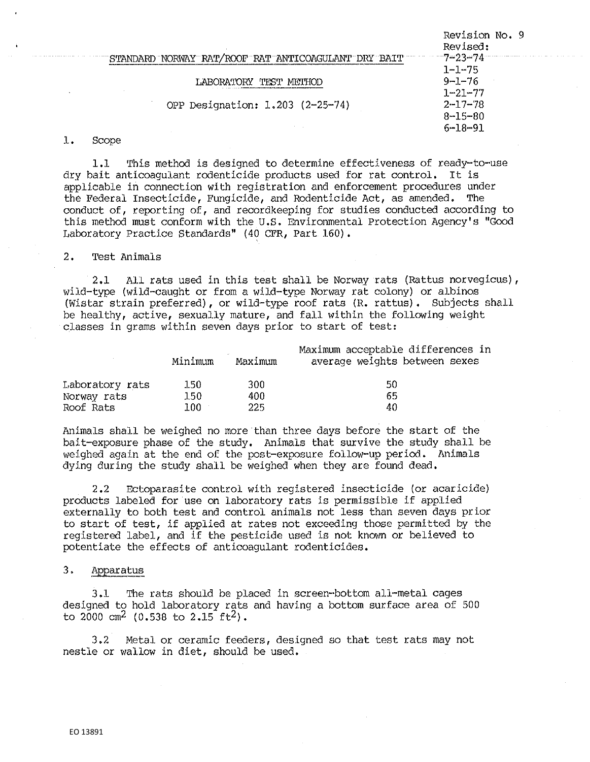Revision No. 9
Revised:
7-23-74
1-1-75
9-1-76
1-21-77
2-17-78
8-15-80
6-18-91

# STANDARD NORWAY RAT/ROOF RAT ANTICOAGULANT DRY BAIT

## LABORATORY TEST METHOD

OPP Designation: 1.203 (2-25-74)

## 1. Scope

1.1 This method is designed to determine effectiveness of ready-to-use dry bait anticoagulant rodenticide products used for rat control. It is applicable in connection with registration and enforcement procedures under the Federal Insecticide, Fungicide, and Rodenticide Act, as amended. The conduct of, reporting of, and recordkeeping for studies conducted according to this method must conform with the U.S. Environmental Protection Agency's "Good Laboratory Practice Standards" (40 CFR, Part 160).

## 2. Test Animals

2.1 All rats used in this test shall be Norway rats (Rattus norvegicus), wild-type (wild-caught or from a wild-type Norway rat colony) or albinos (Wistar strain preferred), or wild-type roof rats (R. rattus). Subjects shall be healthy, active, sexually mature, and fall within the following weight classes in grams within seven days prior to start of test:

| | Minimum | Maximum | Maximum acceptable differences in average weights between sexes |
|---|---|---|---|
| Laboratory rats | 150 | 300 | 50 |
| Norway rats | 150 | 400 | 65 |
| Roof Rats | 100 | 225 | 40 |

Animals shall be weighed no more than three days before the start of the bait-exposure phase of the study. Animals that survive the study shall be weighed again at the end of the post-exposure follow-up period. Animals dying during the study shall be weighed when they are found dead.

2.2 Ectoparasite control with registered insecticide (or acaricide) products labeled for use on laboratory rats is permissible if applied externally to both test and control animals not less than seven days prior to start of test, if applied at rates not exceeding those permitted by the registered label, and if the pesticide used is not known or believed to potentiate the effects of anticoagulant rodenticides.

## 3. Apparatus

3.1 The rats should be placed in screen-bottom all-metal cages designed to hold laboratory rats and having a bottom surface area of 500 to 2000 $cm^2$ (0.538 to 2.15 $ft^2$).

3.2 Metal or ceramic feeders, designed so that test rats may not nestle or wallow in diet, should be used.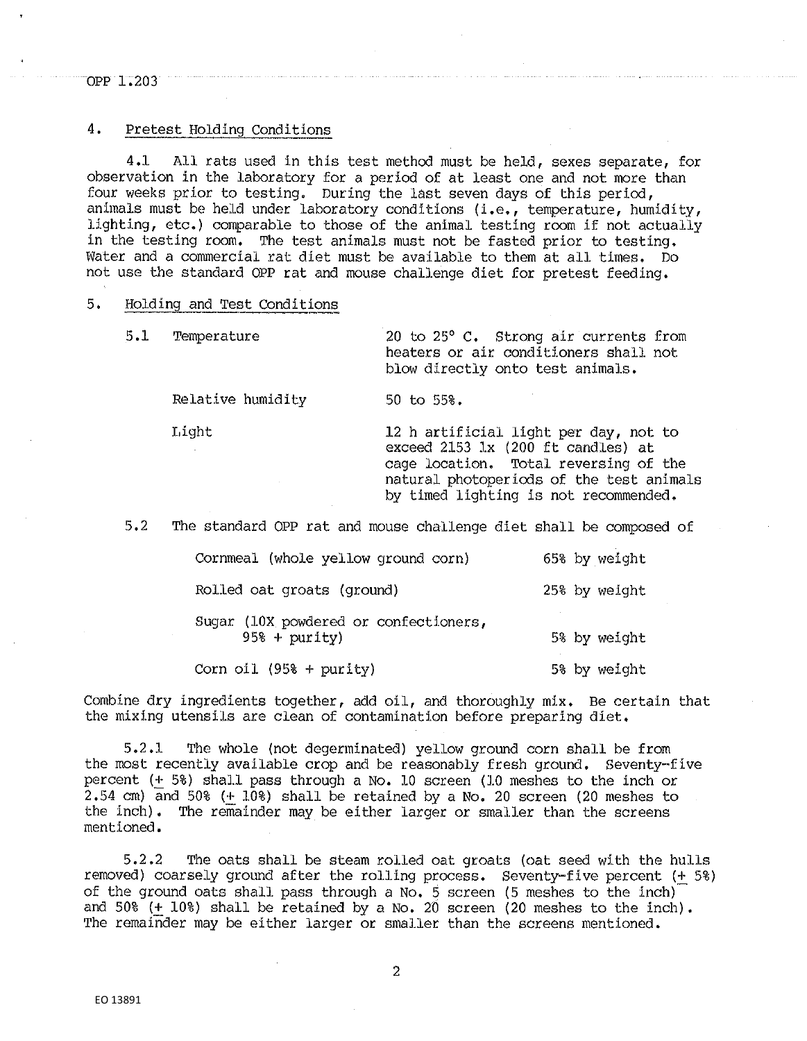## 4. Pretest Holding Conditions

4.1 All rats used in this test method must be held, sexes separate, for observation in the laboratory for a period of at least one and not more than four weeks prior to testing. During the last seven days of this period, animals must be held under laboratory conditions (i.e., temperature, humidity, lighting, etc.) comparable to those of the animal testing room if not actually in the testing room. The test animals must not be fasted prior to testing. Water and a commercial rat diet must be available to them at all times. Do not use the standard OPP rat and mouse challenge diet for pretest feeding.

## 5. Holding and Test Conditions

| 5.1 | | |
|---|---|---|
| | Temperature | 20 to 25° C. Strong air currents from heaters or air conditioners shall not blow directly onto test animals. |
| | Relative humidity | 50 to 55%. |
| | Light | 12 h artificial light per day, not to exceed 2153 lx (200 ft candles) at cage location. Total reversing of the natural photoperiods of the test animals by timed lighting is not recommended. |

5.2 The standard OPP rat and mouse challenge diet shall be composed of

| Ingredient | Amount |
|---|---|
| Cornmeal (whole yellow ground corn) | 65% by weight |
| Rolled oat groats (ground) | 25% by weight |
| Sugar (10X powdered or confectioners, 95% + purity) | 5% by weight |
| Corn oil (95% + purity) | 5% by weight |

Combine dry ingredients together, add oil, and thoroughly mix. Be certain that the mixing utensils are clean of contamination before preparing diet.

5.2.1 The whole (not degerminated) yellow ground corn shall be from the most recently available crop and be reasonably fresh ground. Seventy-five percent (± 5%) shall pass through a No. 10 screen (10 meshes to the inch or 2.54 cm) and 50% (± 10%) shall be retained by a No. 20 screen (20 meshes to the inch). The remainder may be either larger or smaller than the screens mentioned.

5.2.2 The oats shall be steam rolled oat groats (oat seed with the hulls removed) coarsely ground after the rolling process. Seventy-five percent (± 5%) of the ground oats shall pass through a No. 5 screen (5 meshes to the inch) and 50% (± 10%) shall be retained by a No. 20 screen (20 meshes to the inch). The remainder may be either larger or smaller than the screens mentioned.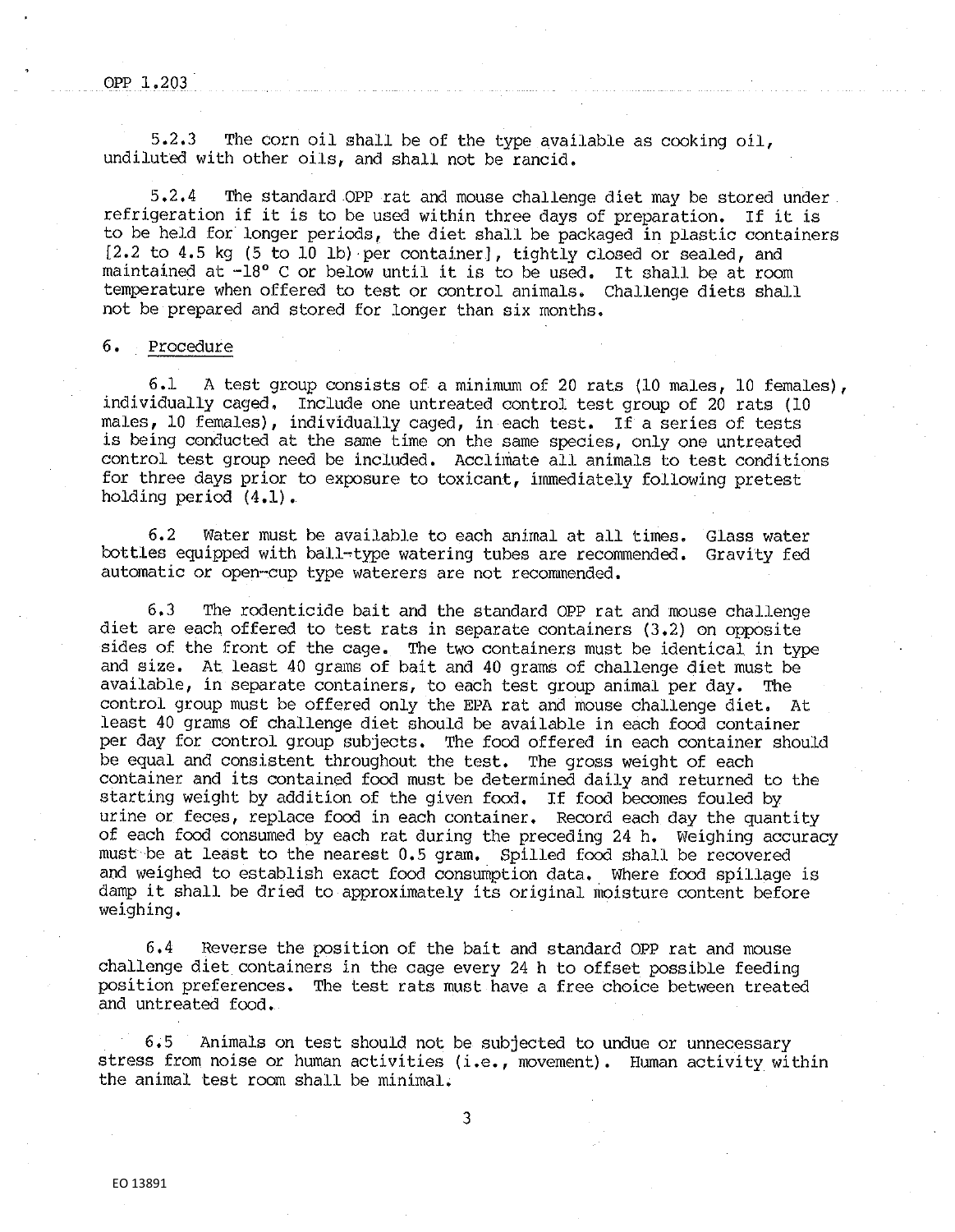5.2.3 The corn oil shall be of the type available as cooking oil, undiluted with other oils, and shall not be rancid.

5.2.4 The standard OPP rat and mouse challenge diet may be stored under refrigeration if it is to be used within three days of preparation. If it is to be held for longer periods, the diet shall be packaged in plastic containers [2.2 to 4.5 kg (5 to 10 lb) per container], tightly closed or sealed, and maintained at -18° C or below until it is to be used. It shall be at room temperature when offered to test or control animals. Challenge diets shall not be prepared and stored for longer than six months.

## 6. Procedure

6.1 A test group consists of a minimum of 20 rats (10 males, 10 females), individually caged. Include one untreated control test group of 20 rats (10 males, 10 females), individually caged, in each test. If a series of tests is being conducted at the same time on the same species, only one untreated control test group need be included. Acclimate all animals to test conditions for three days prior to exposure to toxicant, immediately following pretest holding period (4.1).

6.2 Water must be available to each animal at all times. Glass water bottles equipped with ball-type watering tubes are recommended. Gravity fed automatic or open-cup type waterers are not recommended.

6.3 The rodenticide bait and the standard OPP rat and mouse challenge diet are each offered to test rats in separate containers (3.2) on opposite sides of the front of the cage. The two containers must be identical in type and size. At least 40 grams of bait and 40 grams of challenge diet must be available, in separate containers, to each test group animal per day. The control group must be offered only the EPA rat and mouse challenge diet. At least 40 grams of challenge diet should be available in each food container per day for control group subjects. The food offered in each container should be equal and consistent throughout the test. The gross weight of each container and its contained food must be determined daily and returned to the starting weight by addition of the given food. If food becomes fouled by urine or feces, replace food in each container. Record each day the quantity of each food consumed by each rat during the preceding 24 h. Weighing accuracy must be at least to the nearest 0.5 gram. Spilled food shall be recovered and weighed to establish exact food consumption data. Where food spillage is damp it shall be dried to approximately its original moisture content before weighing.

6.4 Reverse the position of the bait and standard OPP rat and mouse challenge diet containers in the cage every 24 h to offset possible feeding position preferences. The test rats must have a free choice between treated and untreated food.

6.5 Animals on test should not be subjected to undue or unnecessary stress from noise or human activities (i.e., movement). Human activity within the animal test room shall be minimal.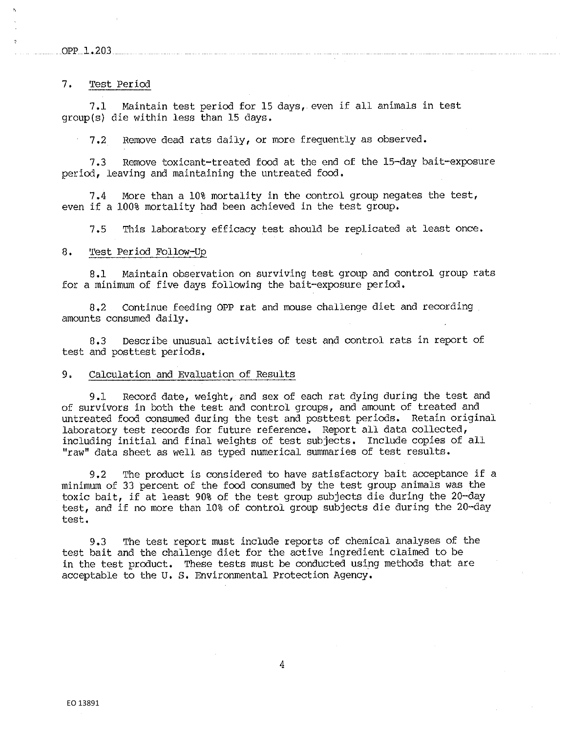## 7. Test Period

7.1 Maintain test period for 15 days, even if all animals in test group(s) die within less than 15 days.

7.2 Remove dead rats daily, or more frequently as observed.

7.3 Remove toxicant-treated food at the end of the 15-day bait-exposure period, leaving and maintaining the untreated food.

7.4 More than a 10% mortality in the control group negates the test, even if a 100% mortality had been achieved in the test group.

7.5 This laboratory efficacy test should be replicated at least once.

## 8. Test Period Follow-Up

8.1 Maintain observation on surviving test group and control group rats for a minimum of five days following the bait-exposure period.

8.2 Continue feeding OPP rat and mouse challenge diet and recording amounts consumed daily.

8.3 Describe unusual activities of test and control rats in report of test and posttest periods.

## 9. Calculation and Evaluation of Results

9.1 Record date, weight, and sex of each rat dying during the test and of survivors in both the test and control groups, and amount of treated and untreated food consumed during the test and posttest periods. Retain original laboratory test records for future reference. Report all data collected, including initial and final weights of test subjects. Include copies of all "raw" data sheet as well as typed numerical summaries of test results.

9.2 The product is considered to have satisfactory bait acceptance if a minimum of 33 percent of the food consumed by the test group animals was the toxic bait, if at least 90% of the test group subjects die during the 20-day test, and if no more than 10% of control group subjects die during the 20-day test.

9.3 The test report must include reports of chemical analyses of the test bait and the challenge diet for the active ingredient claimed to be in the test product. These tests must be conducted using methods that are acceptable to the U. S. Environmental Protection Agency.